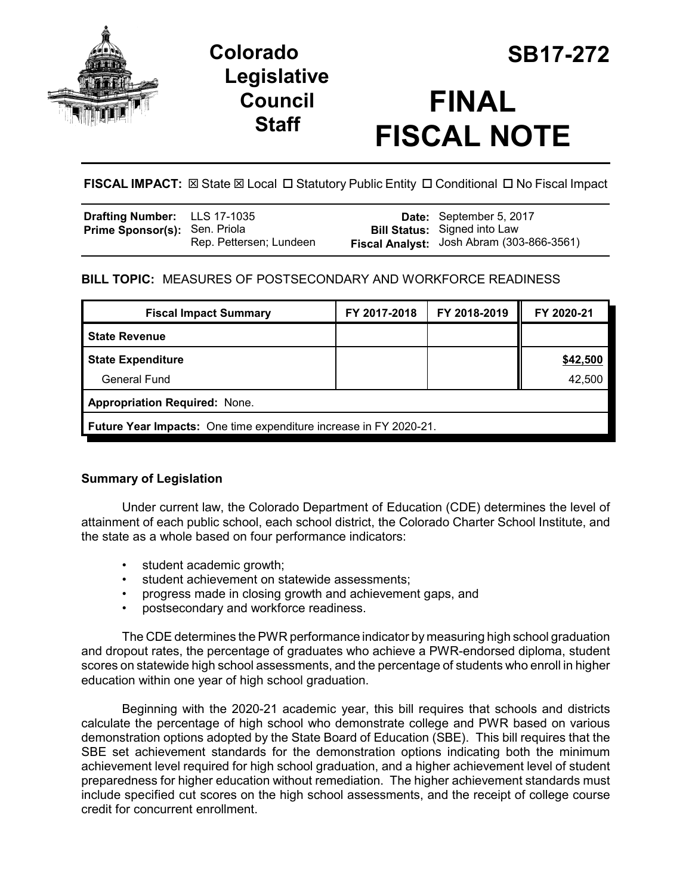# Colorado Legislative Council Staff

# SB17-272

# FINAL FISCAL NOTE

**FISCAL IMPACT:** ☒ State ☒ Local ☐ Statutory Public Entity ☐ Conditional ☐ No Fiscal Impact

| | | | |
|---|---|---|---|
| **Drafting Number:** | LLS 17-1035 | **Date:** | September 5, 2017 |
| **Prime Sponsor(s):** | Sen. Priola<br>Rep. Pettersen; Lundeen | **Bill Status:** | Signed into Law |
| | | **Fiscal Analyst:** | Josh Abram (303-866-3561) |

**BILL TOPIC:** MEASURES OF POSTSECONDARY AND WORKFORCE READINESS

| Fiscal Impact Summary | FY 2017-2018 | FY 2018-2019 | FY 2020-21 |
|---|---|---|---|
| **State Revenue** | | | |
| **State Expenditure** | | | **$42,500** |
| General Fund | | | 42,500 |
| **Appropriation Required:** None. | | | |
| **Future Year Impacts:** One time expenditure increase in FY 2020-21. | | | |

## Summary of Legislation

Under current law, the Colorado Department of Education (CDE) determines the level of attainment of each public school, each school district, the Colorado Charter School Institute, and the state as a whole based on four performance indicators:

- student academic growth;
- student achievement on statewide assessments;
- progress made in closing growth and achievement gaps, and
- postsecondary and workforce readiness.

The CDE determines the PWR performance indicator by measuring high school graduation and dropout rates, the percentage of graduates who achieve a PWR-endorsed diploma, student scores on statewide high school assessments, and the percentage of students who enroll in higher education within one year of high school graduation.

Beginning with the 2020-21 academic year, this bill requires that schools and districts calculate the percentage of high school who demonstrate college and PWR based on various demonstration options adopted by the State Board of Education (SBE). This bill requires that the SBE set achievement standards for the demonstration options indicating both the minimum achievement level required for high school graduation, and a higher achievement level of student preparedness for higher education without remediation. The higher achievement standards must include specified cut scores on the high school assessments, and the receipt of college course credit for concurrent enrollment.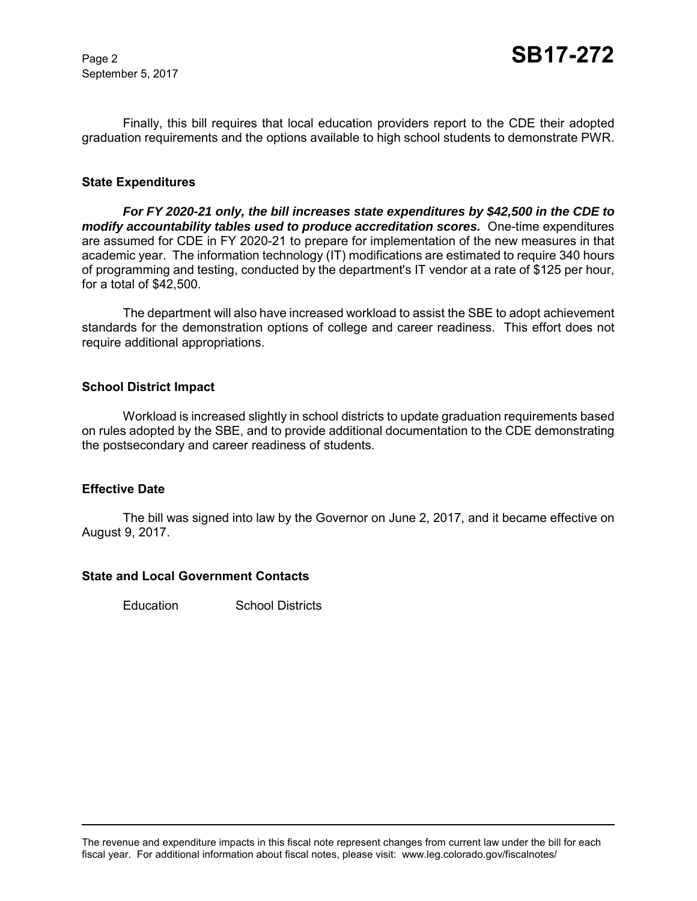Finally, this bill requires that local education providers report to the CDE their adopted graduation requirements and the options available to high school students to demonstrate PWR.

### State Expenditures

***For FY 2020-21 only, the bill increases state expenditures by $42,500 in the CDE to modify accountability tables used to produce accreditation scores.*** One-time expenditures are assumed for CDE in FY 2020-21 to prepare for implementation of the new measures in that academic year. The information technology (IT) modifications are estimated to require 340 hours of programming and testing, conducted by the department's IT vendor at a rate of $125 per hour, for a total of $42,500.

The department will also have increased workload to assist the SBE to adopt achievement standards for the demonstration options of college and career readiness. This effort does not require additional appropriations.

### School District Impact

Workload is increased slightly in school districts to update graduation requirements based on rules adopted by the SBE, and to provide additional documentation to the CDE demonstrating the postsecondary and career readiness of students.

### Effective Date

The bill was signed into law by the Governor on June 2, 2017, and it became effective on August 9, 2017.

### State and Local Government Contacts

Education School Districts

The revenue and expenditure impacts in this fiscal note represent changes from current law under the bill for each fiscal year. For additional information about fiscal notes, please visit: www.leg.colorado.gov/fiscalnotes/